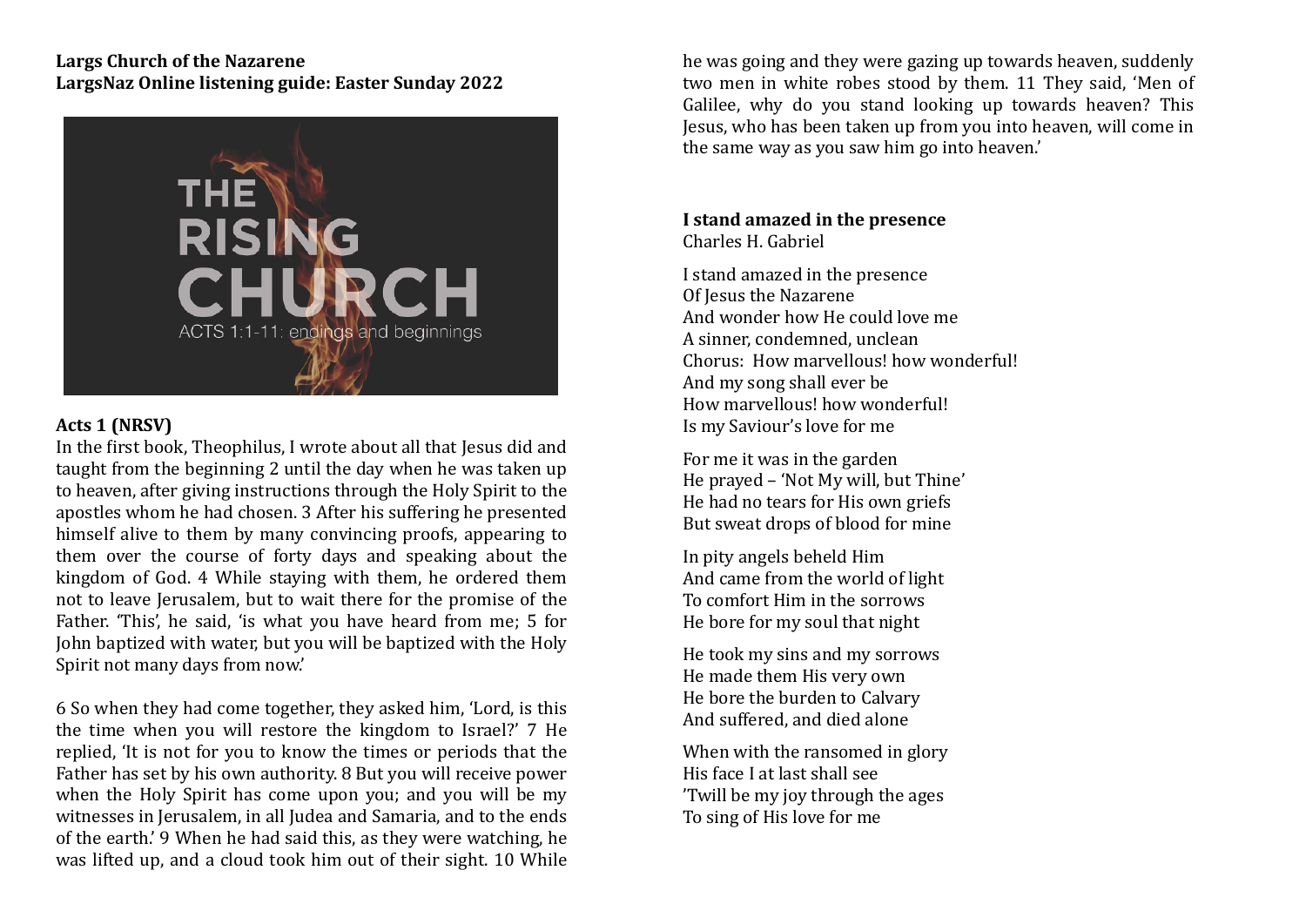**Largs Church of the Nazarene**
**LargsNaz Online listening guide: Easter Sunday 2022**

THE RISING CHURCH

ACTS 1:1-11: endings and beginnings

**Acts 1 (NRSV)**

In the first book, Theophilus, I wrote about all that Jesus did and taught from the beginning 2 until the day when he was taken up to heaven, after giving instructions through the Holy Spirit to the apostles whom he had chosen. 3 After his suffering he presented himself alive to them by many convincing proofs, appearing to them over the course of forty days and speaking about the kingdom of God. 4 While staying with them, he ordered them not to leave Jerusalem, but to wait there for the promise of the Father. 'This', he said, 'is what you have heard from me; 5 for John baptized with water, but you will be baptized with the Holy Spirit not many days from now.'

6 So when they had come together, they asked him, 'Lord, is this the time when you will restore the kingdom to Israel?' 7 He replied, 'It is not for you to know the times or periods that the Father has set by his own authority. 8 But you will receive power when the Holy Spirit has come upon you; and you will be my witnesses in Jerusalem, in all Judea and Samaria, and to the ends of the earth.' 9 When he had said this, as they were watching, he was lifted up, and a cloud took him out of their sight. 10 While he was going and they were gazing up towards heaven, suddenly two men in white robes stood by them. 11 They said, 'Men of Galilee, why do you stand looking up towards heaven? This Jesus, who has been taken up from you into heaven, will come in the same way as you saw him go into heaven.'

**I stand amazed in the presence**
Charles H. Gabriel

I stand amazed in the presence
Of Jesus the Nazarene
And wonder how He could love me
A sinner, condemned, unclean
Chorus: How marvellous! how wonderful!
And my song shall ever be
How marvellous! how wonderful!
Is my Saviour's love for me

For me it was in the garden
He prayed – 'Not My will, but Thine'
He had no tears for His own griefs
But sweat drops of blood for mine

In pity angels beheld Him
And came from the world of light
To comfort Him in the sorrows
He bore for my soul that night

He took my sins and my sorrows
He made them His very own
He bore the burden to Calvary
And suffered, and died alone

When with the ransomed in glory
His face I at last shall see
'Twill be my joy through the ages
To sing of His love for me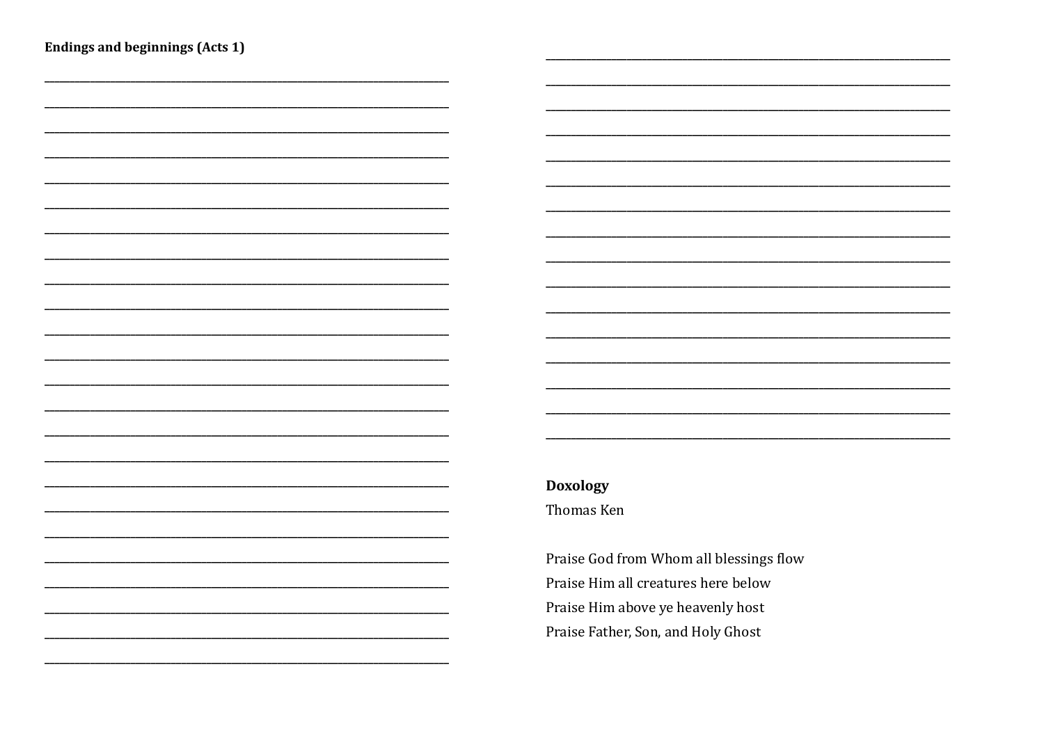**Endings and beginnings (Acts 1)**

____________________________________________________________________________

____________________________________________________________________________

____________________________________________________________________________

____________________________________________________________________________

____________________________________________________________________________

____________________________________________________________________________

____________________________________________________________________________

____________________________________________________________________________

____________________________________________________________________________

____________________________________________________________________________

____________________________________________________________________________

____________________________________________________________________________

____________________________________________________________________________

____________________________________________________________________________

____________________________________________________________________________

____________________________________________________________________________

____________________________________________________________________________

____________________________________________________________________________

____________________________________________________________________________

____________________________________________________________________________

____________________________________________________________________________

____________________________________________________________________________

____________________________________________________________________________

____________________________________________________________________________

____________________________________________________________________________

____________________________________________________________________________

____________________________________________________________________________

____________________________________________________________________________

____________________________________________________________________________

____________________________________________________________________________

____________________________________________________________________________

____________________________________________________________________________

____________________________________________________________________________

____________________________________________________________________________

____________________________________________________________________________

____________________________________________________________________________

____________________________________________________________________________

____________________________________________________________________________

____________________________________________________________________________

____________________________________________________________________________

____________________________________________________________________________

**Doxology**

Thomas Ken

Praise God from Whom all blessings flow
Praise Him all creatures here below
Praise Him above ye heavenly host
Praise Father, Son, and Holy Ghost